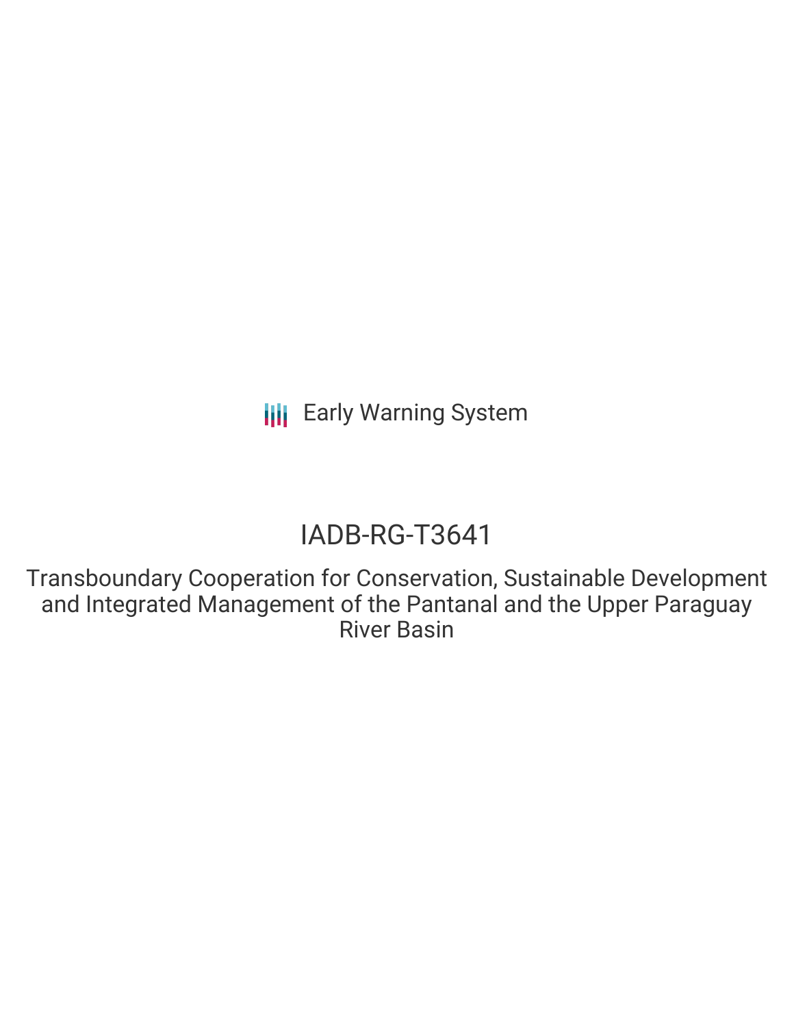Early Warning System

# IADB-RG-T3641

## Transboundary Cooperation for Conservation, Sustainable Development and Integrated Management of the Pantanal and the Upper Paraguay River Basin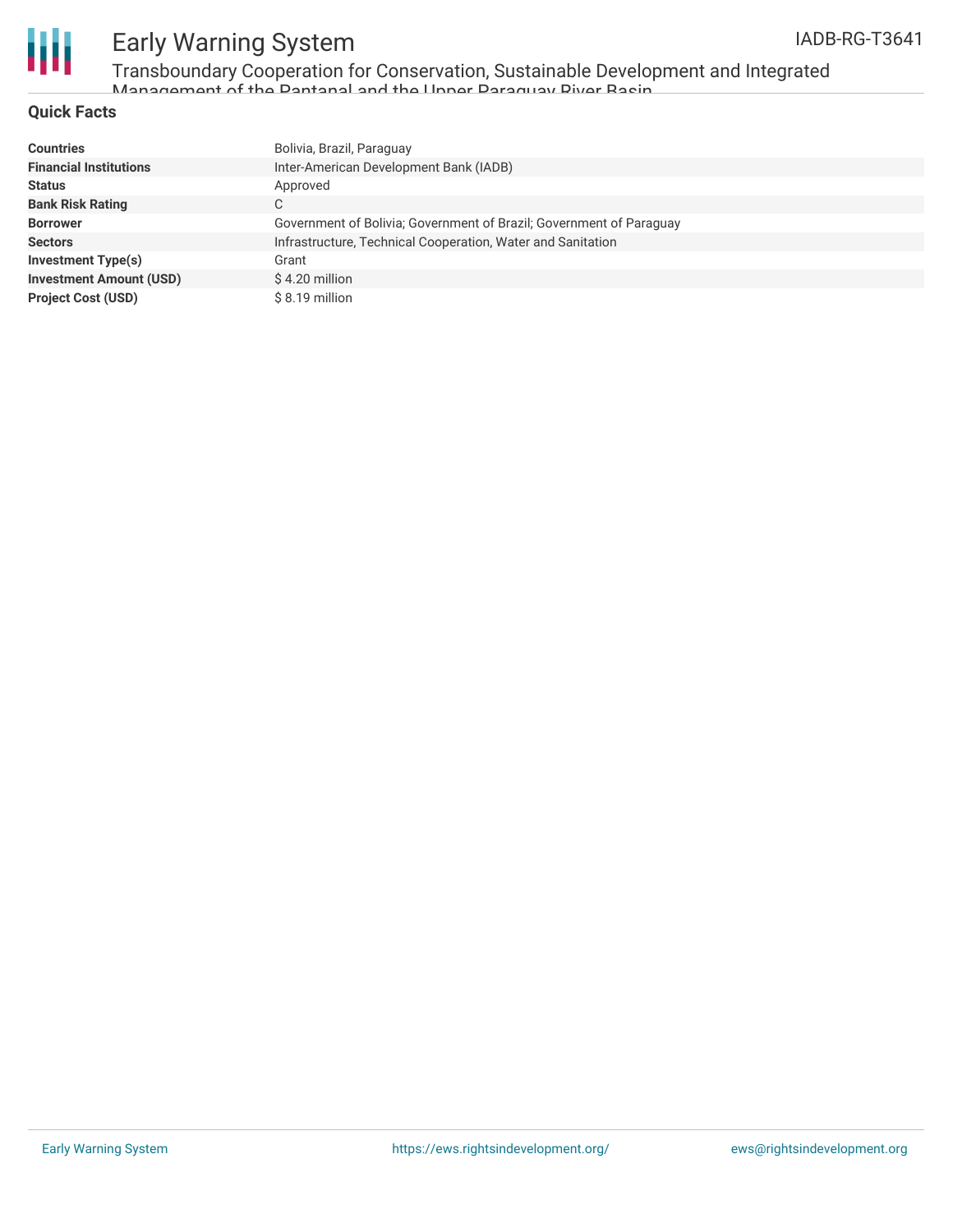## Quick Facts

| | |
|---|---|
| **Countries** | Bolivia, Brazil, Paraguay |
| **Financial Institutions** | Inter-American Development Bank (IADB) |
| **Status** | Approved |
| **Bank Risk Rating** | C |
| **Borrower** | Government of Bolivia; Government of Brazil; Government of Paraguay |
| **Sectors** | Infrastructure, Technical Cooperation, Water and Sanitation |
| **Investment Type(s)** | Grant |
| **Investment Amount (USD)** | $ 4.20 million |
| **Project Cost (USD)** | $ 8.19 million |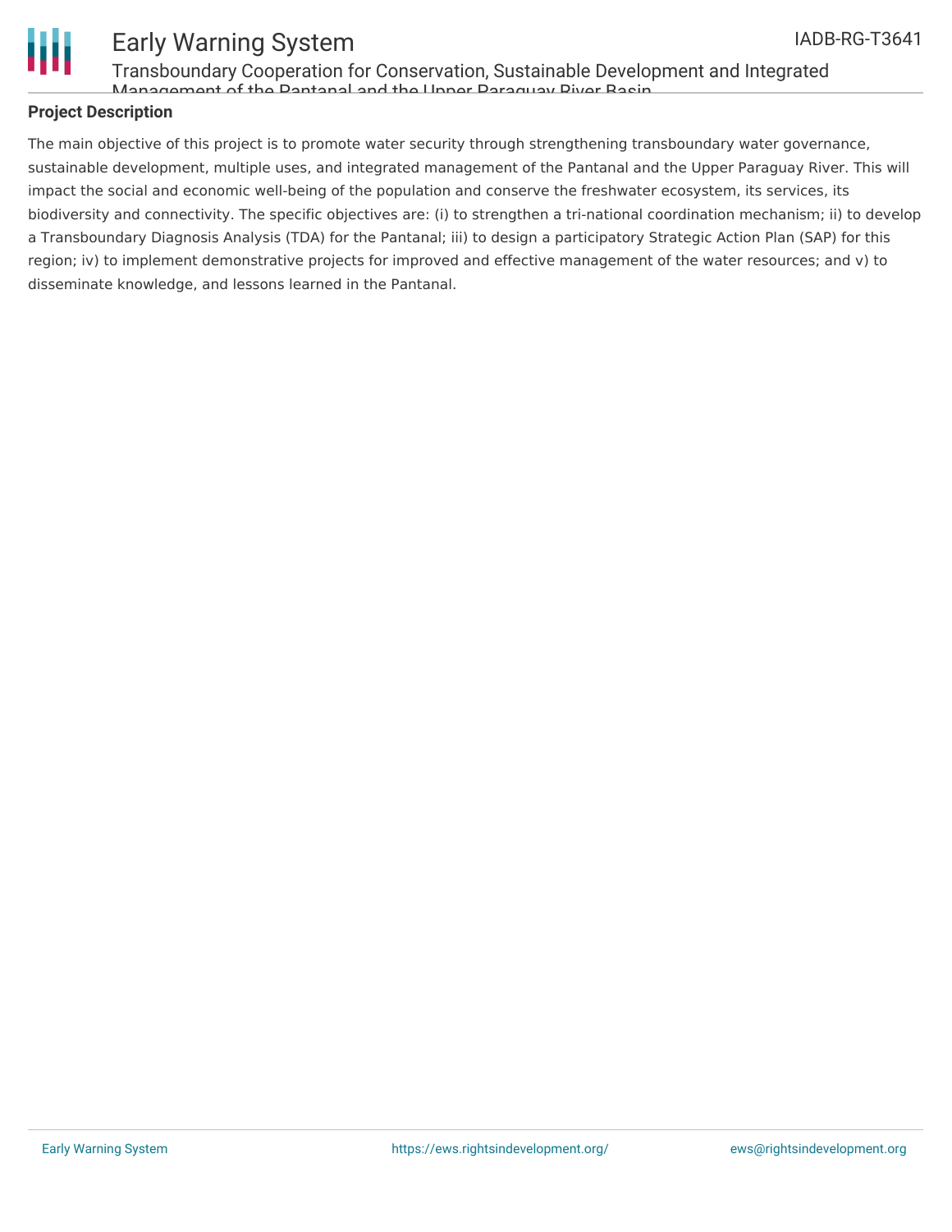## Project Description

The main objective of this project is to promote water security through strengthening transboundary water governance, sustainable development, multiple uses, and integrated management of the Pantanal and the Upper Paraguay River. This will impact the social and economic well-being of the population and conserve the freshwater ecosystem, its services, its biodiversity and connectivity. The specific objectives are: (i) to strengthen a tri-national coordination mechanism; ii) to develop a Transboundary Diagnosis Analysis (TDA) for the Pantanal; iii) to design a participatory Strategic Action Plan (SAP) for this region; iv) to implement demonstrative projects for improved and effective management of the water resources; and v) to disseminate knowledge, and lessons learned in the Pantanal.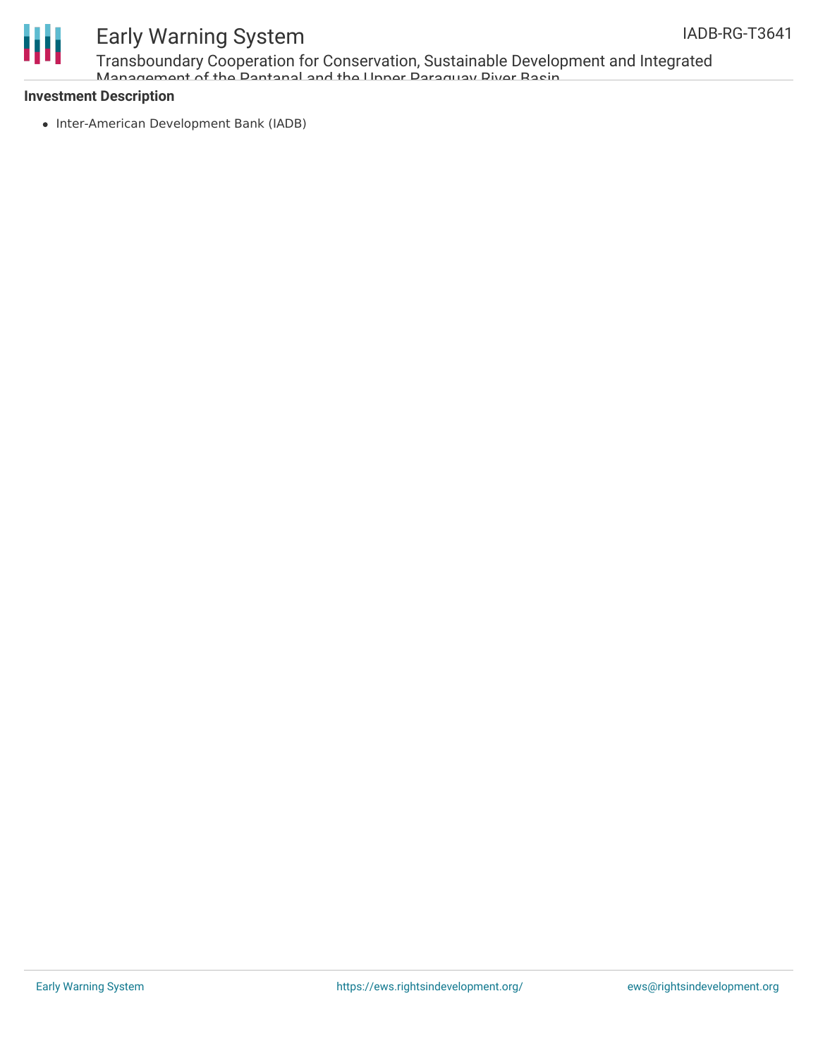**Investment Description**

- Inter-American Development Bank (IADB)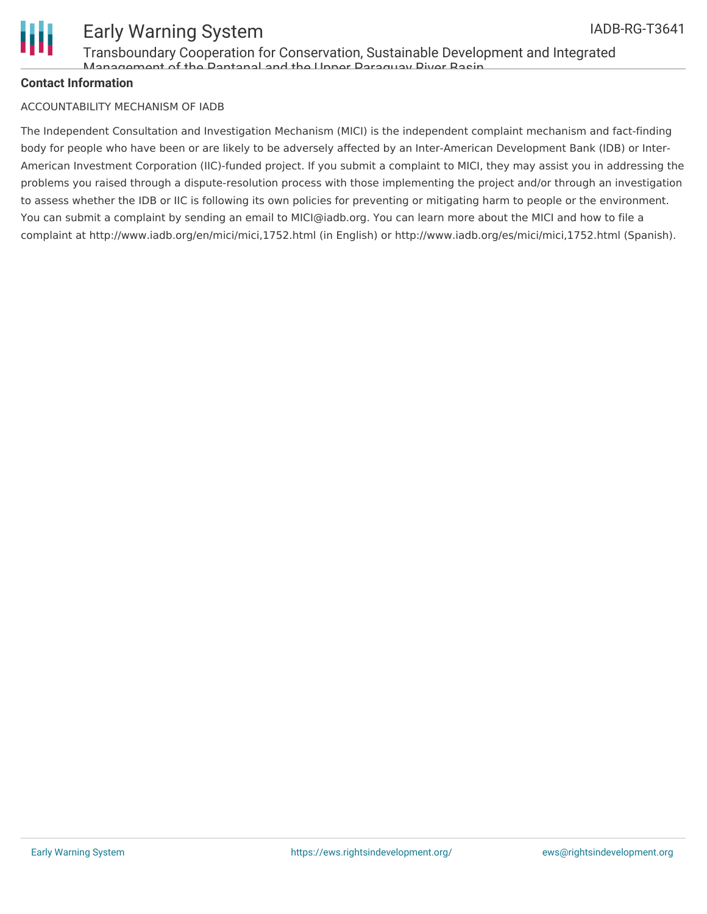**Contact Information**

ACCOUNTABILITY MECHANISM OF IADB

The Independent Consultation and Investigation Mechanism (MICI) is the independent complaint mechanism and fact-finding body for people who have been or are likely to be adversely affected by an Inter-American Development Bank (IDB) or Inter-American Investment Corporation (IIC)-funded project. If you submit a complaint to MICI, they may assist you in addressing the problems you raised through a dispute-resolution process with those implementing the project and/or through an investigation to assess whether the IDB or IIC is following its own policies for preventing or mitigating harm to people or the environment. You can submit a complaint by sending an email to MICI@iadb.org. You can learn more about the MICI and how to file a complaint at http://www.iadb.org/en/mici/mici,1752.html (in English) or http://www.iadb.org/es/mici/mici,1752.html (Spanish).